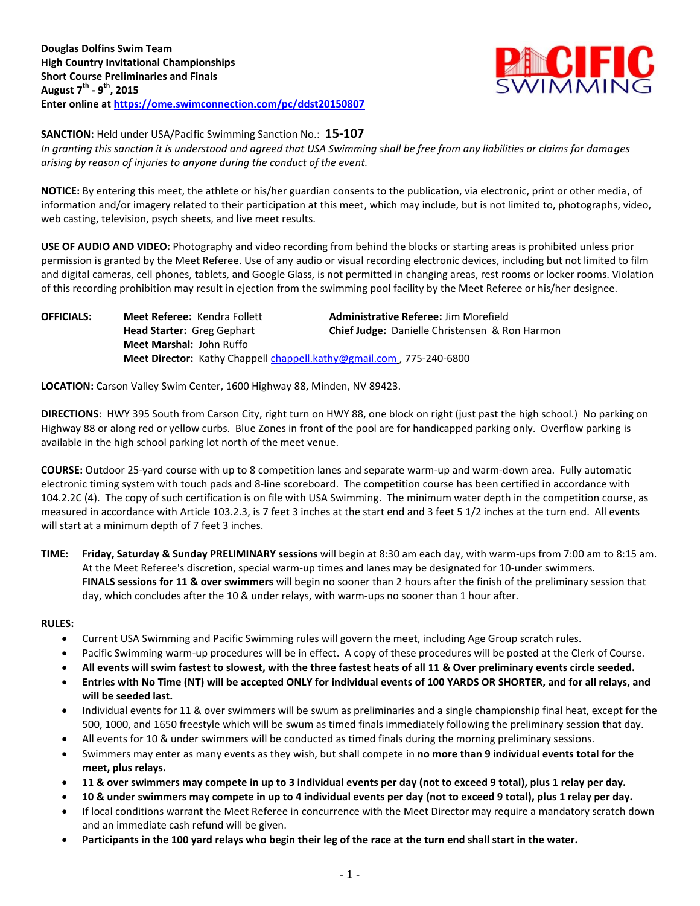**Douglas Dolfins Swim Team**
**High Country Invitational Championships**
**Short Course Preliminaries and Finals**
**August 7th - 9th, 2015**
**Enter online at https://ome.swimconnection.com/pc/ddst20150807**

**SANCTION:** Held under USA/Pacific Swimming Sanction No.: **15-107**
*In granting this sanction it is understood and agreed that USA Swimming shall be free from any liabilities or claims for damages arising by reason of injuries to anyone during the conduct of the event.*

**NOTICE:** By entering this meet, the athlete or his/her guardian consents to the publication, via electronic, print or other media, of information and/or imagery related to their participation at this meet, which may include, but is not limited to, photographs, video, web casting, television, psych sheets, and live meet results.

**USE OF AUDIO AND VIDEO:** Photography and video recording from behind the blocks or starting areas is prohibited unless prior permission is granted by the Meet Referee. Use of any audio or visual recording electronic devices, including but not limited to film and digital cameras, cell phones, tablets, and Google Glass, is not permitted in changing areas, rest rooms or locker rooms. Violation of this recording prohibition may result in ejection from the swimming pool facility by the Meet Referee or his/her designee.

**OFFICIALS:**
**Meet Referee:** Kendra Follett
**Administrative Referee:** Jim Morefield
**Head Starter:** Greg Gephart
**Chief Judge:** Danielle Christensen & Ron Harmon
**Meet Marshal:** John Ruffo
**Meet Director:** Kathy Chappell chappell.kathy@gmail.com , 775-240-6800

**LOCATION:** Carson Valley Swim Center, 1600 Highway 88, Minden, NV 89423.

**DIRECTIONS**: HWY 395 South from Carson City, right turn on HWY 88, one block on right (just past the high school.) No parking on Highway 88 or along red or yellow curbs. Blue Zones in front of the pool are for handicapped parking only. Overflow parking is available in the high school parking lot north of the meet venue.

**COURSE:** Outdoor 25-yard course with up to 8 competition lanes and separate warm-up and warm-down area. Fully automatic electronic timing system with touch pads and 8-line scoreboard. The competition course has been certified in accordance with 104.2.2C (4). The copy of such certification is on file with USA Swimming. The minimum water depth in the competition course, as measured in accordance with Article 103.2.3, is 7 feet 3 inches at the start end and 3 feet 5 1/2 inches at the turn end. All events will start at a minimum depth of 7 feet 3 inches.

**TIME:** **Friday, Saturday & Sunday PRELIMINARY sessions** will begin at 8:30 am each day, with warm-ups from 7:00 am to 8:15 am. At the Meet Referee's discretion, special warm-up times and lanes may be designated for 10-under swimmers.
**FINALS sessions for 11 & over swimmers** will begin no sooner than 2 hours after the finish of the preliminary session that day, which concludes after the 10 & under relays, with warm-ups no sooner than 1 hour after.

**RULES:**

- Current USA Swimming and Pacific Swimming rules will govern the meet, including Age Group scratch rules.
- Pacific Swimming warm-up procedures will be in effect. A copy of these procedures will be posted at the Clerk of Course.
- **All events will swim fastest to slowest, with the three fastest heats of all 11 & Over preliminary events circle seeded.**
- **Entries with No Time (NT) will be accepted ONLY for individual events of 100 YARDS OR SHORTER, and for all relays, and will be seeded last.**
- Individual events for 11 & over swimmers will be swum as preliminaries and a single championship final heat, except for the 500, 1000, and 1650 freestyle which will be swum as timed finals immediately following the preliminary session that day.
- All events for 10 & under swimmers will be conducted as timed finals during the morning preliminary sessions.
- Swimmers may enter as many events as they wish, but shall compete in **no more than 9 individual events total for the meet, plus relays.**
- **11 & over swimmers may compete in up to 3 individual events per day (not to exceed 9 total), plus 1 relay per day.**
- **10 & under swimmers may compete in up to 4 individual events per day (not to exceed 9 total), plus 1 relay per day.**
- If local conditions warrant the Meet Referee in concurrence with the Meet Director may require a mandatory scratch down and an immediate cash refund will be given.
- **Participants in the 100 yard relays who begin their leg of the race at the turn end shall start in the water.**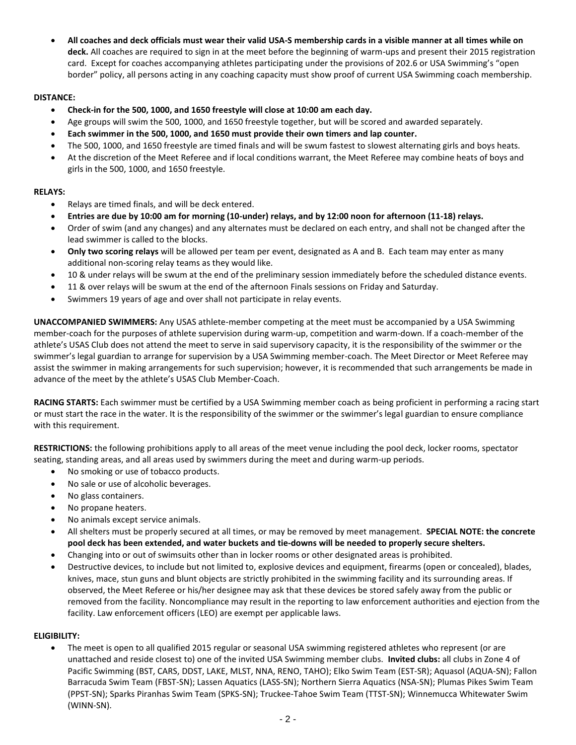- **All coaches and deck officials must wear their valid USA-S membership cards in a visible manner at all times while on deck.** All coaches are required to sign in at the meet before the beginning of warm-ups and present their 2015 registration card. Except for coaches accompanying athletes participating under the provisions of 202.6 or USA Swimming's "open border" policy, all persons acting in any coaching capacity must show proof of current USA Swimming coach membership.

**DISTANCE:**

- **Check-in for the 500, 1000, and 1650 freestyle will close at 10:00 am each day.**
- Age groups will swim the 500, 1000, and 1650 freestyle together, but will be scored and awarded separately.
- **Each swimmer in the 500, 1000, and 1650 must provide their own timers and lap counter.**
- The 500, 1000, and 1650 freestyle are timed finals and will be swum fastest to slowest alternating girls and boys heats.
- At the discretion of the Meet Referee and if local conditions warrant, the Meet Referee may combine heats of boys and girls in the 500, 1000, and 1650 freestyle.

**RELAYS:**

- Relays are timed finals, and will be deck entered.
- **Entries are due by 10:00 am for morning (10-under) relays, and by 12:00 noon for afternoon (11-18) relays.**
- Order of swim (and any changes) and any alternates must be declared on each entry, and shall not be changed after the lead swimmer is called to the blocks.
- **Only two scoring relays** will be allowed per team per event, designated as A and B. Each team may enter as many additional non-scoring relay teams as they would like.
- 10 & under relays will be swum at the end of the preliminary session immediately before the scheduled distance events.
- 11 & over relays will be swum at the end of the afternoon Finals sessions on Friday and Saturday.
- Swimmers 19 years of age and over shall not participate in relay events.

**UNACCOMPANIED SWIMMERS:** Any USAS athlete-member competing at the meet must be accompanied by a USA Swimming member-coach for the purposes of athlete supervision during warm-up, competition and warm-down. If a coach-member of the athlete's USAS Club does not attend the meet to serve in said supervisory capacity, it is the responsibility of the swimmer or the swimmer's legal guardian to arrange for supervision by a USA Swimming member-coach. The Meet Director or Meet Referee may assist the swimmer in making arrangements for such supervision; however, it is recommended that such arrangements be made in advance of the meet by the athlete's USAS Club Member-Coach.

**RACING STARTS:** Each swimmer must be certified by a USA Swimming member coach as being proficient in performing a racing start or must start the race in the water. It is the responsibility of the swimmer or the swimmer's legal guardian to ensure compliance with this requirement.

**RESTRICTIONS:** the following prohibitions apply to all areas of the meet venue including the pool deck, locker rooms, spectator seating, standing areas, and all areas used by swimmers during the meet and during warm-up periods.

- No smoking or use of tobacco products.
- No sale or use of alcoholic beverages.
- No glass containers.
- No propane heaters.
- No animals except service animals.
- All shelters must be properly secured at all times, or may be removed by meet management. **SPECIAL NOTE: the concrete pool deck has been extended, and water buckets and tie-downs will be needed to properly secure shelters.**
- Changing into or out of swimsuits other than in locker rooms or other designated areas is prohibited.
- Destructive devices, to include but not limited to, explosive devices and equipment, firearms (open or concealed), blades, knives, mace, stun guns and blunt objects are strictly prohibited in the swimming facility and its surrounding areas. If observed, the Meet Referee or his/her designee may ask that these devices be stored safely away from the public or removed from the facility. Noncompliance may result in the reporting to law enforcement authorities and ejection from the facility. Law enforcement officers (LEO) are exempt per applicable laws.

**ELIGIBILITY:**

- The meet is open to all qualified 2015 regular or seasonal USA swimming registered athletes who represent (or are unattached and reside closest to) one of the invited USA Swimming member clubs. **Invited clubs:** all clubs in Zone 4 of Pacific Swimming (BST, CARS, DDST, LAKE, MLST, NNA, RENO, TAHO); Elko Swim Team (EST-SR); Aquasol (AQUA-SN); Fallon Barracuda Swim Team (FBST-SN); Lassen Aquatics (LASS-SN); Northern Sierra Aquatics (NSA-SN); Plumas Pikes Swim Team (PPST-SN); Sparks Piranhas Swim Team (SPKS-SN); Truckee-Tahoe Swim Team (TTST-SN); Winnemucca Whitewater Swim (WINN-SN).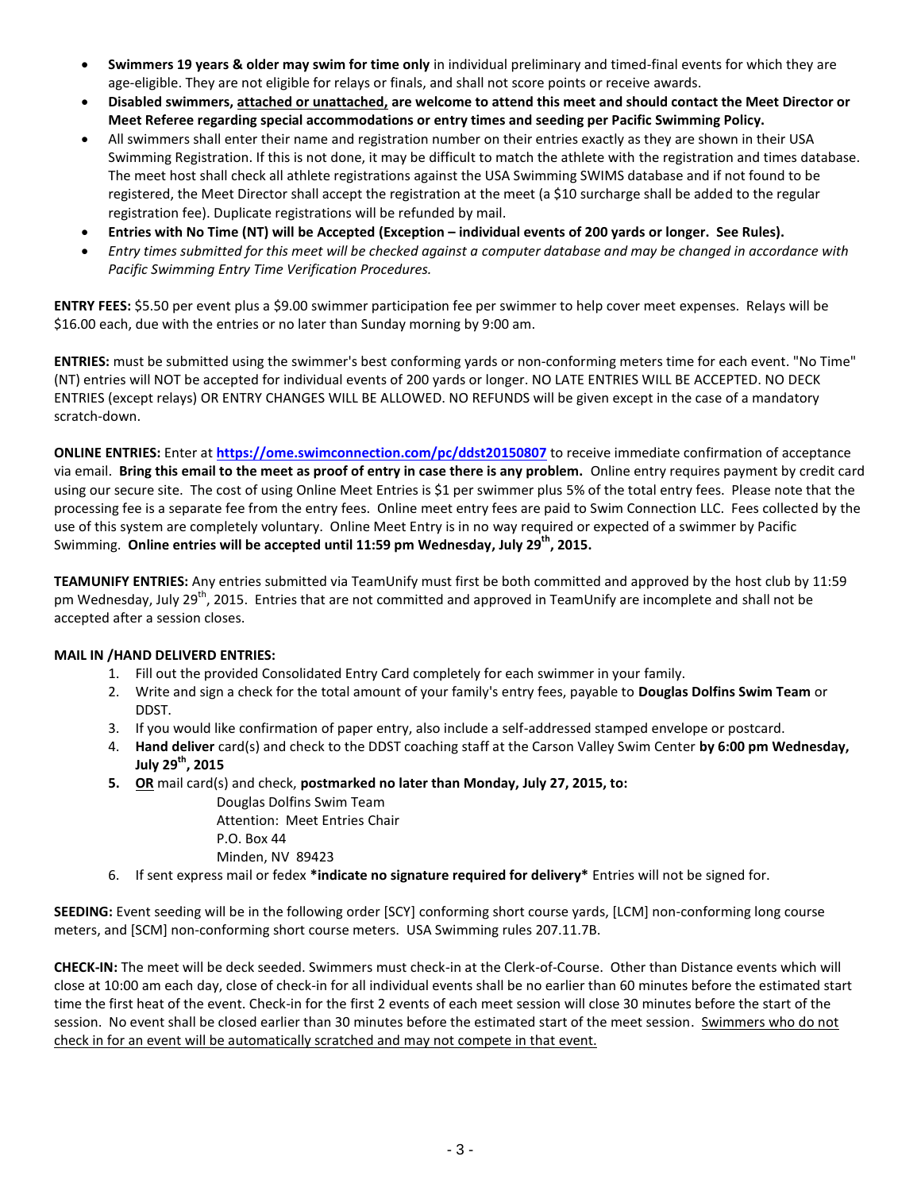- **Swimmers 19 years & older may swim for time only** in individual preliminary and timed-final events for which they are age-eligible. They are not eligible for relays or finals, and shall not score points or receive awards.
- **Disabled swimmers, attached or unattached, are welcome to attend this meet and should contact the Meet Director or Meet Referee regarding special accommodations or entry times and seeding per Pacific Swimming Policy.**
- All swimmers shall enter their name and registration number on their entries exactly as they are shown in their USA Swimming Registration. If this is not done, it may be difficult to match the athlete with the registration and times database. The meet host shall check all athlete registrations against the USA Swimming SWIMS database and if not found to be registered, the Meet Director shall accept the registration at the meet (a $10 surcharge shall be added to the regular registration fee). Duplicate registrations will be refunded by mail.
- **Entries with No Time (NT) will be Accepted (Exception – individual events of 200 yards or longer. See Rules).**
- *Entry times submitted for this meet will be checked against a computer database and may be changed in accordance with Pacific Swimming Entry Time Verification Procedures.*

**ENTRY FEES:** $5.50 per event plus a $9.00 swimmer participation fee per swimmer to help cover meet expenses. Relays will be $16.00 each, due with the entries or no later than Sunday morning by 9:00 am.

**ENTRIES:** must be submitted using the swimmer's best conforming yards or non-conforming meters time for each event. "No Time" (NT) entries will NOT be accepted for individual events of 200 yards or longer. NO LATE ENTRIES WILL BE ACCEPTED. NO DECK ENTRIES (except relays) OR ENTRY CHANGES WILL BE ALLOWED. NO REFUNDS will be given except in the case of a mandatory scratch-down.

**ONLINE ENTRIES:** Enter at **https://ome.swimconnection.com/pc/ddst20150807** to receive immediate confirmation of acceptance via email. **Bring this email to the meet as proof of entry in case there is any problem.** Online entry requires payment by credit card using our secure site. The cost of using Online Meet Entries is $1 per swimmer plus 5% of the total entry fees. Please note that the processing fee is a separate fee from the entry fees. Online meet entry fees are paid to Swim Connection LLC. Fees collected by the use of this system are completely voluntary. Online Meet Entry is in no way required or expected of a swimmer by Pacific Swimming. **Online entries will be accepted until 11:59 pm Wednesday, July 29th, 2015.**

**TEAMUNIFY ENTRIES:** Any entries submitted via TeamUnify must first be both committed and approved by the host club by 11:59 pm Wednesday, July 29th, 2015. Entries that are not committed and approved in TeamUnify are incomplete and shall not be accepted after a session closes.

**MAIL IN /HAND DELIVERD ENTRIES:**

1. Fill out the provided Consolidated Entry Card completely for each swimmer in your family.
2. Write and sign a check for the total amount of your family's entry fees, payable to **Douglas Dolfins Swim Team** or DDST.
3. If you would like confirmation of paper entry, also include a self-addressed stamped envelope or postcard.
4. **Hand deliver** card(s) and check to the DDST coaching staff at the Carson Valley Swim Center **by 6:00 pm Wednesday, July 29th, 2015**
5. **OR** mail card(s) and check, **postmarked no later than Monday, July 27, 2015, to:**
   Douglas Dolfins Swim Team
   Attention: Meet Entries Chair
   P.O. Box 44
   Minden, NV 89423
6. If sent express mail or fedex **\*indicate no signature required for delivery\*** Entries will not be signed for.

**SEEDING:** Event seeding will be in the following order [SCY] conforming short course yards, [LCM] non-conforming long course meters, and [SCM] non-conforming short course meters. USA Swimming rules 207.11.7B.

**CHECK-IN:** The meet will be deck seeded. Swimmers must check-in at the Clerk-of-Course. Other than Distance events which will close at 10:00 am each day, close of check-in for all individual events shall be no earlier than 60 minutes before the estimated start time the first heat of the event. Check-in for the first 2 events of each meet session will close 30 minutes before the start of the session. No event shall be closed earlier than 30 minutes before the estimated start of the meet session. Swimmers who do not check in for an event will be automatically scratched and may not compete in that event.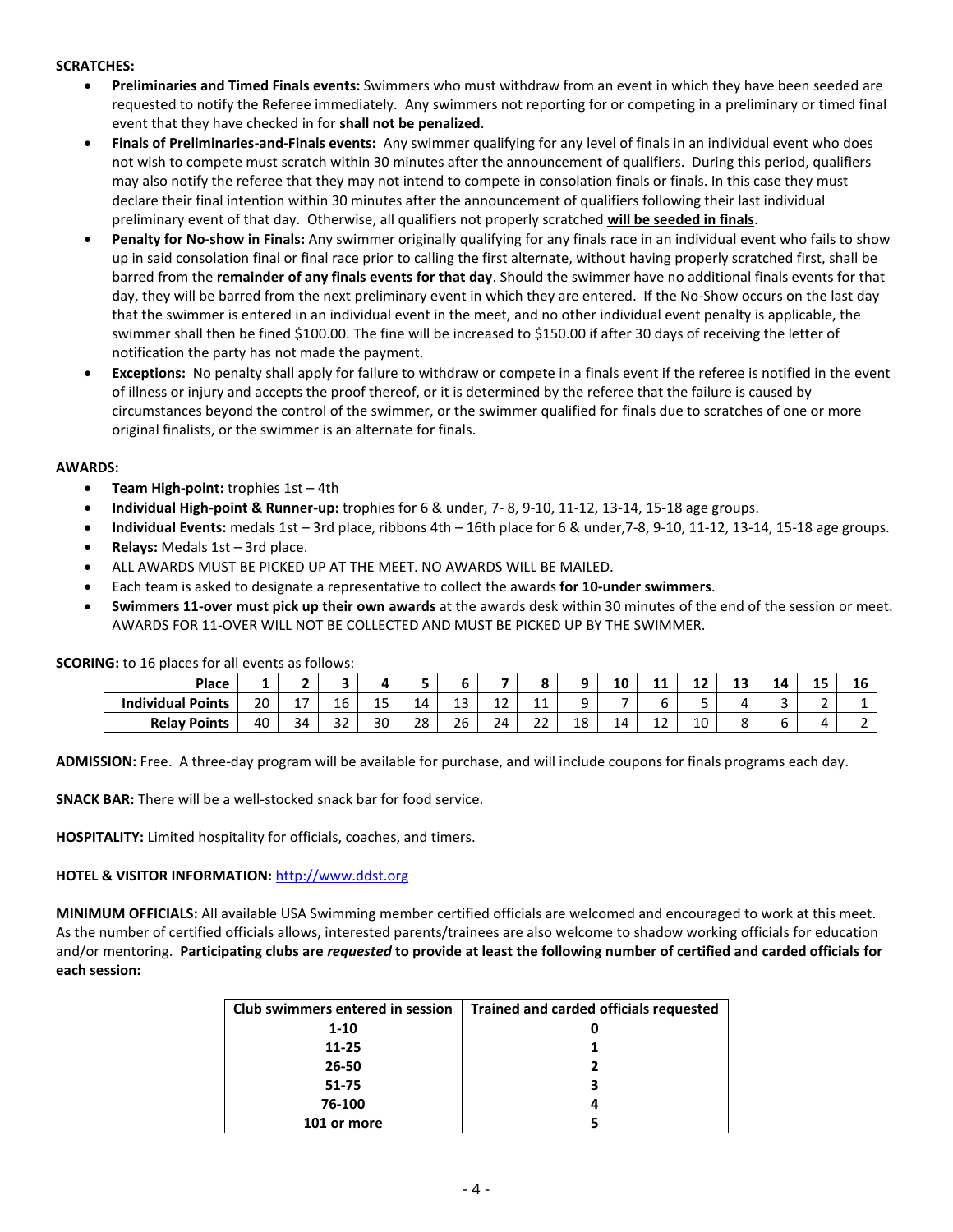**SCRATCHES:**

- **Preliminaries and Timed Finals events:** Swimmers who must withdraw from an event in which they have been seeded are requested to notify the Referee immediately. Any swimmers not reporting for or competing in a preliminary or timed final event that they have checked in for **shall not be penalized**.
- **Finals of Preliminaries-and-Finals events:** Any swimmer qualifying for any level of finals in an individual event who does not wish to compete must scratch within 30 minutes after the announcement of qualifiers. During this period, qualifiers may also notify the referee that they may not intend to compete in consolation finals or finals. In this case they must declare their final intention within 30 minutes after the announcement of qualifiers following their last individual preliminary event of that day. Otherwise, all qualifiers not properly scratched **will be seeded in finals**.
- **Penalty for No-show in Finals:** Any swimmer originally qualifying for any finals race in an individual event who fails to show up in said consolation final or final race prior to calling the first alternate, without having properly scratched first, shall be barred from the **remainder of any finals events for that day**. Should the swimmer have no additional finals events for that day, they will be barred from the next preliminary event in which they are entered. If the No-Show occurs on the last day that the swimmer is entered in an individual event in the meet, and no other individual event penalty is applicable, the swimmer shall then be fined $100.00. The fine will be increased to $150.00 if after 30 days of receiving the letter of notification the party has not made the payment.
- **Exceptions:** No penalty shall apply for failure to withdraw or compete in a finals event if the referee is notified in the event of illness or injury and accepts the proof thereof, or it is determined by the referee that the failure is caused by circumstances beyond the control of the swimmer, or the swimmer qualified for finals due to scratches of one or more original finalists, or the swimmer is an alternate for finals.

**AWARDS:**

- **Team High-point:** trophies 1st – 4th
- **Individual High-point & Runner-up:** trophies for 6 & under, 7- 8, 9-10, 11-12, 13-14, 15-18 age groups.
- **Individual Events:** medals 1st – 3rd place, ribbons 4th – 16th place for 6 & under,7-8, 9-10, 11-12, 13-14, 15-18 age groups.
- **Relays:** Medals 1st – 3rd place.
- ALL AWARDS MUST BE PICKED UP AT THE MEET. NO AWARDS WILL BE MAILED.
- Each team is asked to designate a representative to collect the awards **for 10-under swimmers**.
- **Swimmers 11-over must pick up their own awards** at the awards desk within 30 minutes of the end of the session or meet. AWARDS FOR 11-OVER WILL NOT BE COLLECTED AND MUST BE PICKED UP BY THE SWIMMER.

**SCORING:** to 16 places for all events as follows:

| Place | 1 | 2 | 3 | 4 | 5 | 6 | 7 | 8 | 9 | 10 | 11 | 12 | 13 | 14 | 15 | 16 |
|---|---|---|---|---|---|---|---|---|---|---|---|---|---|---|---|---|
| Individual Points | 20 | 17 | 16 | 15 | 14 | 13 | 12 | 11 | 9 | 7 | 6 | 5 | 4 | 3 | 2 | 1 |
| Relay Points | 40 | 34 | 32 | 30 | 28 | 26 | 24 | 22 | 18 | 14 | 12 | 10 | 8 | 6 | 4 | 2 |

**ADMISSION:** Free. A three-day program will be available for purchase, and will include coupons for finals programs each day.

**SNACK BAR:** There will be a well-stocked snack bar for food service.

**HOSPITALITY:** Limited hospitality for officials, coaches, and timers.

**HOTEL & VISITOR INFORMATION:** http://www.ddst.org

**MINIMUM OFFICIALS:** All available USA Swimming member certified officials are welcomed and encouraged to work at this meet. As the number of certified officials allows, interested parents/trainees are also welcome to shadow working officials for education and/or mentoring. **Participating clubs are *requested* to provide at least the following number of certified and carded officials for each session:**

| Club swimmers entered in session | Trained and carded officials requested |
|---|---|
| 1-10 | 0 |
| 11-25 | 1 |
| 26-50 | 2 |
| 51-75 | 3 |
| 76-100 | 4 |
| 101 or more | 5 |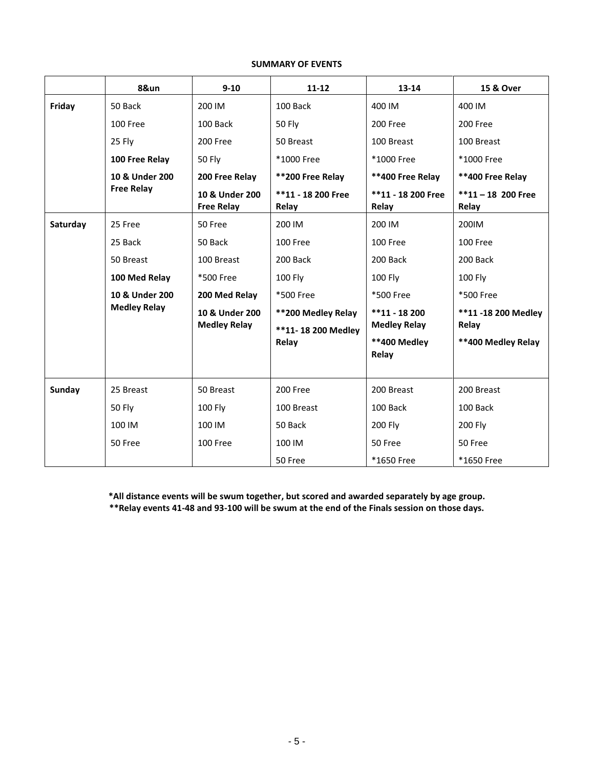**SUMMARY OF EVENTS**

| | 8&un | 9-10 | 11-12 | 13-14 | 15 & Over |
|---|---|---|---|---|---|
| **Friday** | 50 Back | 200 IM | 100 Back | 400 IM | 400 IM |
| | 100 Free | 100 Back | 50 Fly | 200 Free | 200 Free |
| | 25 Fly | 200 Free | 50 Breast | 100 Breast | 100 Breast |
| | **100 Free Relay** | 50 Fly | *1000 Free | *1000 Free | *1000 Free |
| | **10 & Under 200 Free Relay** | **200 Free Relay** | **200 Free Relay | **400 Free Relay | **400 Free Relay |
| | | **10 & Under 200 Free Relay** | **11 - 18 200 Free Relay | **11 - 18 200 Free Relay | **11 – 18 200 Free Relay |
| **Saturday** | 25 Free | 50 Free | 200 IM | 200 IM | 200IM |
| | 25 Back | 50 Back | 100 Free | 100 Free | 100 Free |
| | 50 Breast | 100 Breast | 200 Back | 200 Back | 200 Back |
| | **100 Med Relay** | *500 Free | 100 Fly | 100 Fly | 100 Fly |
| | **10 & Under 200 Medley Relay** | **200 Med Relay** | *500 Free | *500 Free | *500 Free |
| | | **10 & Under 200 Medley Relay** | **200 Medley Relay | **11 - 18 200 Medley Relay | **11 -18 200 Medley Relay |
| | | | **11- 18 200 Medley Relay | **400 Medley Relay | **400 Medley Relay |
| **Sunday** | 25 Breast | 50 Breast | 200 Free | 200 Breast | 200 Breast |
| | 50 Fly | 100 Fly | 100 Breast | 100 Back | 100 Back |
| | 100 IM | 100 IM | 50 Back | 200 Fly | 200 Fly |
| | 50 Free | 100 Free | 100 IM | 50 Free | 50 Free |
| | | | 50 Free | *1650 Free | *1650 Free |

**\*All distance events will be swum together, but scored and awarded separately by age group.**
**\*\*Relay events 41-48 and 93-100 will be swum at the end of the Finals session on those days.**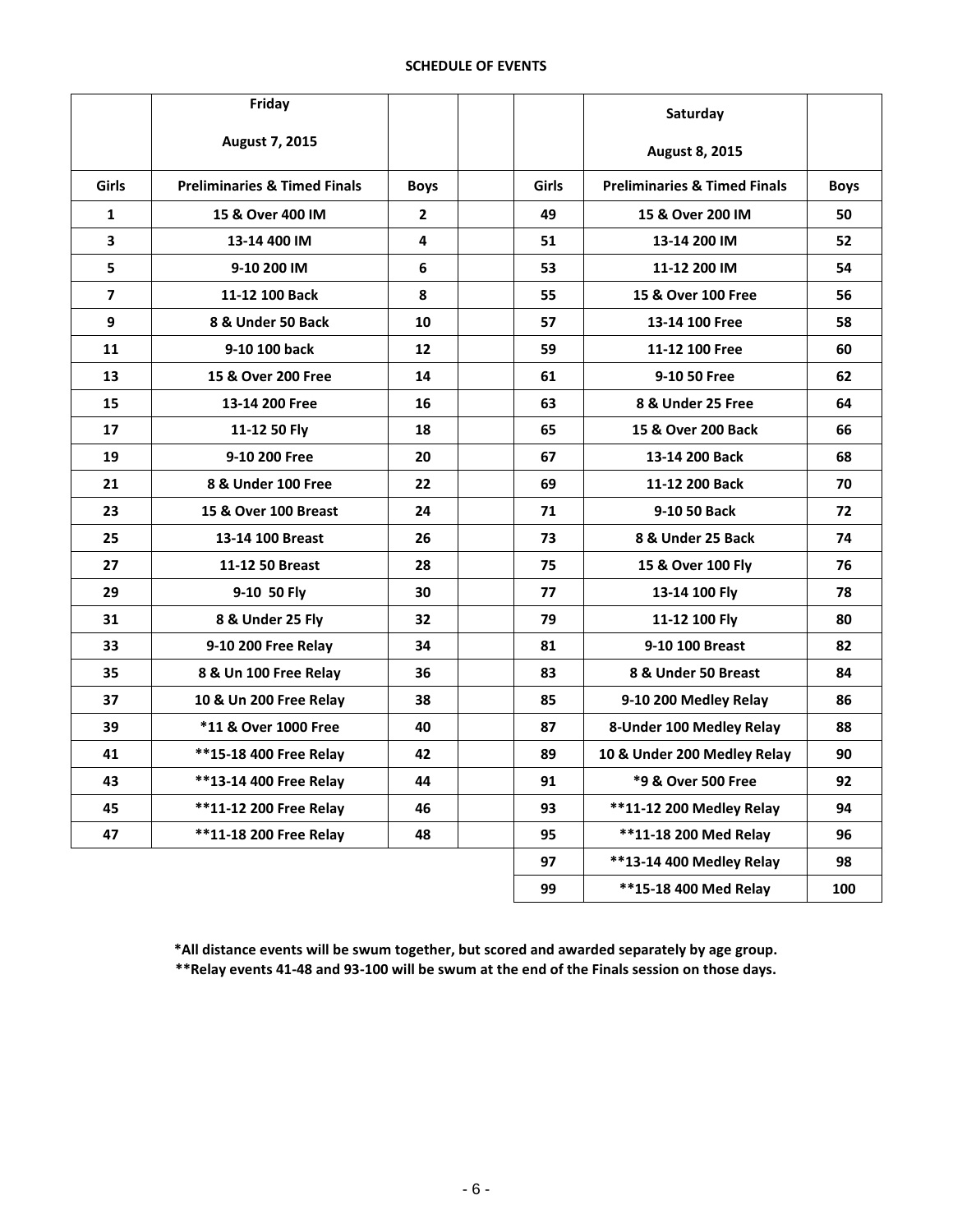**SCHEDULE OF EVENTS**

| | Friday<br>August 7, 2015 | | | | Saturday<br>August 8, 2015 | |
|---|---|---|---|---|---|---|
| **Girls** | **Preliminaries & Timed Finals** | **Boys** | | **Girls** | **Preliminaries & Timed Finals** | **Boys** |
| 1 | 15 & Over 400 IM | 2 | | 49 | 15 & Over 200 IM | 50 |
| 3 | 13-14 400 IM | 4 | | 51 | 13-14 200 IM | 52 |
| 5 | 9-10 200 IM | 6 | | 53 | 11-12 200 IM | 54 |
| 7 | 11-12 100 Back | 8 | | 55 | 15 & Over 100 Free | 56 |
| 9 | 8 & Under 50 Back | 10 | | 57 | 13-14 100 Free | 58 |
| 11 | 9-10 100 back | 12 | | 59 | 11-12 100 Free | 60 |
| 13 | 15 & Over 200 Free | 14 | | 61 | 9-10 50 Free | 62 |
| 15 | 13-14 200 Free | 16 | | 63 | 8 & Under 25 Free | 64 |
| 17 | 11-12 50 Fly | 18 | | 65 | 15 & Over 200 Back | 66 |
| 19 | 9-10 200 Free | 20 | | 67 | 13-14 200 Back | 68 |
| 21 | 8 & Under 100 Free | 22 | | 69 | 11-12 200 Back | 70 |
| 23 | 15 & Over 100 Breast | 24 | | 71 | 9-10 50 Back | 72 |
| 25 | 13-14 100 Breast | 26 | | 73 | 8 & Under 25 Back | 74 |
| 27 | 11-12 50 Breast | 28 | | 75 | 15 & Over 100 Fly | 76 |
| 29 | 9-10 50 Fly | 30 | | 77 | 13-14 100 Fly | 78 |
| 31 | 8 & Under 25 Fly | 32 | | 79 | 11-12 100 Fly | 80 |
| 33 | 9-10 200 Free Relay | 34 | | 81 | 9-10 100 Breast | 82 |
| 35 | 8 & Un 100 Free Relay | 36 | | 83 | 8 & Under 50 Breast | 84 |
| 37 | 10 & Un 200 Free Relay | 38 | | 85 | 9-10 200 Medley Relay | 86 |
| 39 | *11 & Over 1000 Free | 40 | | 87 | 8-Under 100 Medley Relay | 88 |
| 41 | **15-18 400 Free Relay | 42 | | 89 | 10 & Under 200 Medley Relay | 90 |
| 43 | **13-14 400 Free Relay | 44 | | 91 | *9 & Over 500 Free | 92 |
| 45 | **11-12 200 Free Relay | 46 | | 93 | **11-12 200 Medley Relay | 94 |
| 47 | **11-18 200 Free Relay | 48 | | 95 | **11-18 200 Med Relay | 96 |
| | | | | 97 | **13-14 400 Medley Relay | 98 |
| | | | | 99 | **15-18 400 Med Relay | 100 |

**\*All distance events will be swum together, but scored and awarded separately by age group.**
**\*\*Relay events 41-48 and 93-100 will be swum at the end of the Finals session on those days.**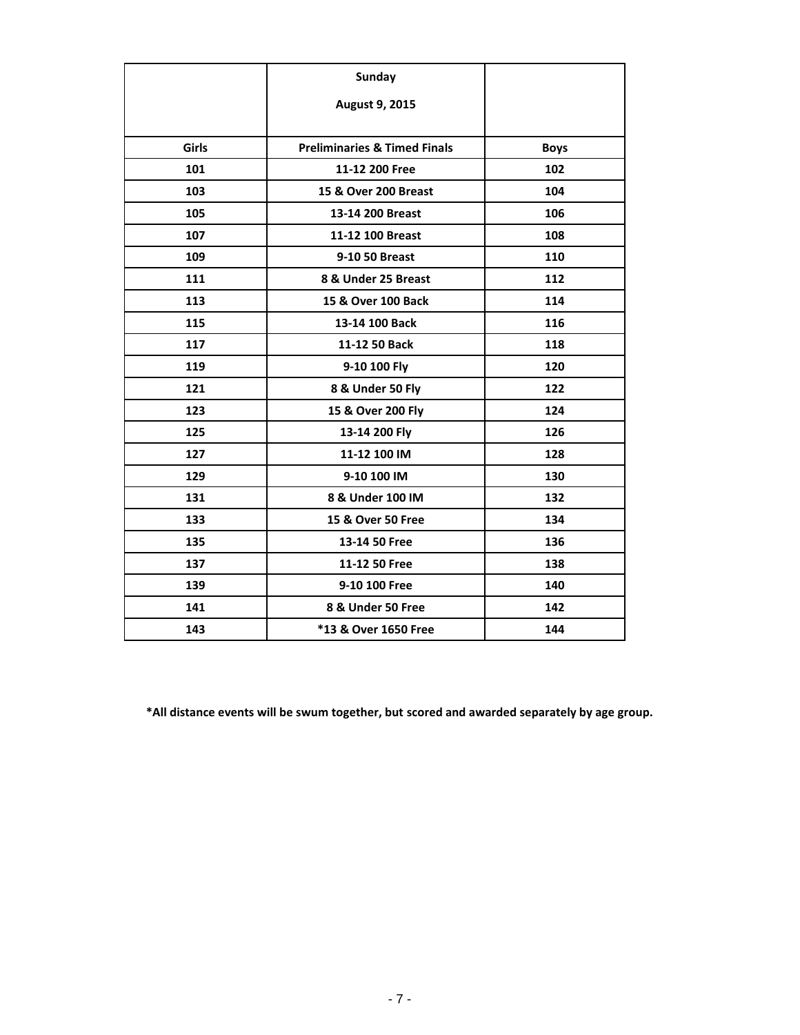| | Sunday<br>August 9, 2015 | |
|---|---|---|
| **Girls** | **Preliminaries & Timed Finals** | **Boys** |
| 101 | 11-12 200 Free | 102 |
| 103 | 15 & Over 200 Breast | 104 |
| 105 | 13-14 200 Breast | 106 |
| 107 | 11-12 100 Breast | 108 |
| 109 | 9-10 50 Breast | 110 |
| 111 | 8 & Under 25 Breast | 112 |
| 113 | 15 & Over 100 Back | 114 |
| 115 | 13-14 100 Back | 116 |
| 117 | 11-12 50 Back | 118 |
| 119 | 9-10 100 Fly | 120 |
| 121 | 8 & Under 50 Fly | 122 |
| 123 | 15 & Over 200 Fly | 124 |
| 125 | 13-14 200 Fly | 126 |
| 127 | 11-12 100 IM | 128 |
| 129 | 9-10 100 IM | 130 |
| 131 | 8 & Under 100 IM | 132 |
| 133 | 15 & Over 50 Free | 134 |
| 135 | 13-14 50 Free | 136 |
| 137 | 11-12 50 Free | 138 |
| 139 | 9-10 100 Free | 140 |
| 141 | 8 & Under 50 Free | 142 |
| 143 | *13 & Over 1650 Free | 144 |

**\*All distance events will be swum together, but scored and awarded separately by age group.**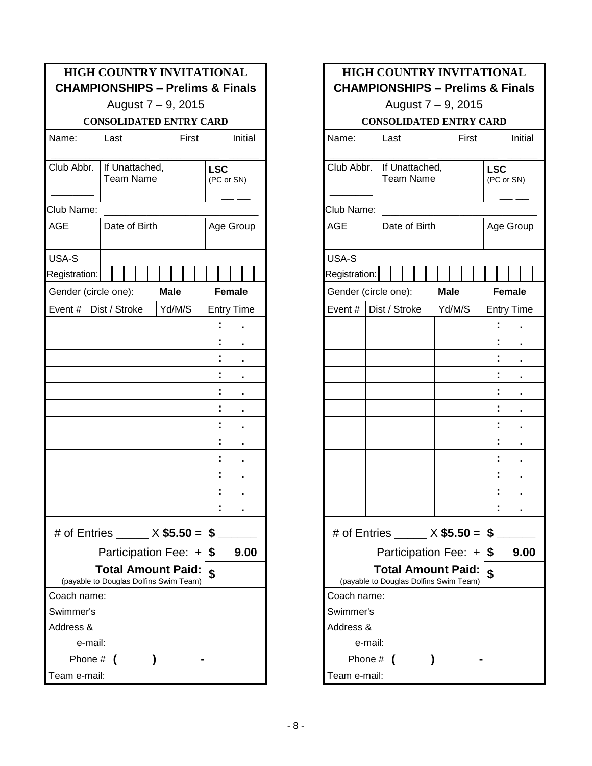**HIGH COUNTRY INVITATIONAL**
**CHAMPIONSHIPS – Prelims & Finals**
August 7 – 9, 2015
**CONSOLIDATED ENTRY CARD**

Name: Last ____________ First ____________ Initial ______

Club Abbr. ________ | If Unattached, Team Name | **LSC** (PC or SN) __ __

Club Name: ______________________________

AGE | Date of Birth | Age Group

USA-S Registration: | | | | | | | | | | | | | | |

Gender (circle one): **Male** **Female**

| Event # | Dist / Stroke | Yd/M/S | Entry Time |
|---|---|---|---|
| | | | : . |
| | | | : . |
| | | | : . |
| | | | : . |
| | | | : . |
| | | | : . |
| | | | : . |
| | | | : . |
| | | | : . |
| | | | : . |
| | | | : . |
| | | | : . |

\# of Entries _____ X **$5.50** = **$** ______

Participation Fee: + **$ 9.00**

**Total Amount Paid:** **$**
(payable to Douglas Dolfins Swim Team)

Coach name:

Swimmer's Address & e-mail:

Phone # **( ) -**

Team e-mail:

---

**HIGH COUNTRY INVITATIONAL**
**CHAMPIONSHIPS – Prelims & Finals**
August 7 – 9, 2015
**CONSOLIDATED ENTRY CARD**

Name: Last ____________ First ____________ Initial ______

Club Abbr. ________ | If Unattached, Team Name | **LSC** (PC or SN) __ __

Club Name: ______________________________

AGE | Date of Birth | Age Group

USA-S Registration: | | | | | | | | | | | | | | |

Gender (circle one): **Male** **Female**

| Event # | Dist / Stroke | Yd/M/S | Entry Time |
|---|---|---|---|
| | | | : . |
| | | | : . |
| | | | : . |
| | | | : . |
| | | | : . |
| | | | : . |
| | | | : . |
| | | | : . |
| | | | : . |
| | | | : . |
| | | | : . |
| | | | : . |

\# of Entries _____ X **$5.50** = **$** ______

Participation Fee: + **$ 9.00**

**Total Amount Paid:** **$**
(payable to Douglas Dolfins Swim Team)

Coach name:

Swimmer's Address & e-mail:

Phone # **( ) -**

Team e-mail: